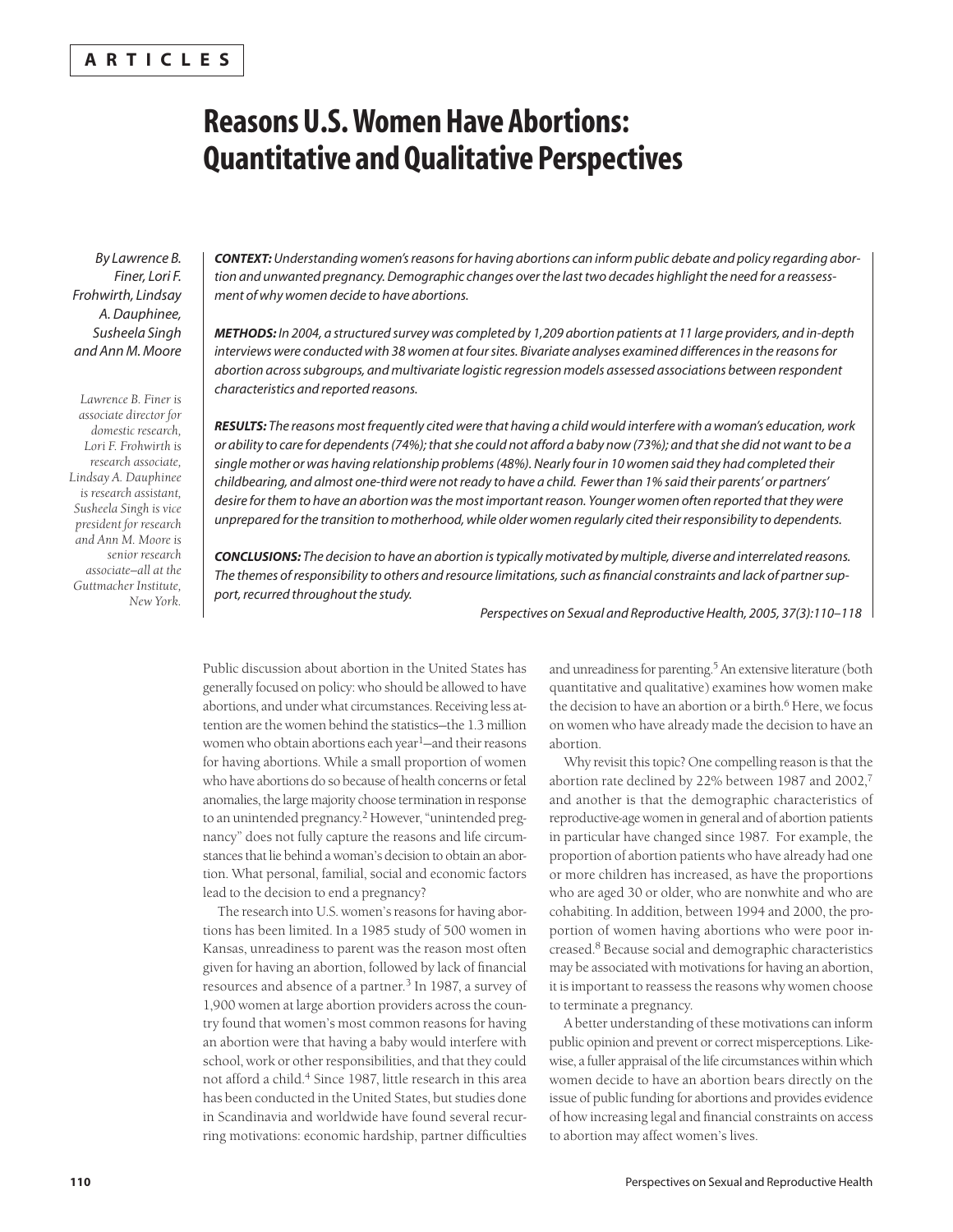ARTICLES

# Reasons U.S. Women Have Abortions: Quantitative and Qualitative Perspectives

*By Lawrence B. Finer, Lori F. Frohwirth, Lindsay A. Dauphinee, Susheela Singh and Ann M. Moore*

*Lawrence B. Finer is associate director for domestic research, Lori F. Frohwirth is research associate, Lindsay A. Dauphinee is research assistant, Susheela Singh is vice president for research and Ann M. Moore is senior research associate—all at the Guttmacher Institute, New York.*

***CONTEXT:*** *Understanding women's reasons for having abortions can inform public debate and policy regarding abortion and unwanted pregnancy. Demographic changes over the last two decades highlight the need for a reassessment of why women decide to have abortions.*

***METHODS:*** *In 2004, a structured survey was completed by 1,209 abortion patients at 11 large providers, and in-depth interviews were conducted with 38 women at four sites. Bivariate analyses examined differences in the reasons for abortion across subgroups, and multivariate logistic regression models assessed associations between respondent characteristics and reported reasons.*

***RESULTS:*** *The reasons most frequently cited were that having a child would interfere with a woman's education, work or ability to care for dependents (74%); that she could not afford a baby now (73%); and that she did not want to be a single mother or was having relationship problems (48%). Nearly four in 10 women said they had completed their childbearing, and almost one-third were not ready to have a child. Fewer than 1% said their parents' or partners' desire for them to have an abortion was the most important reason. Younger women often reported that they were unprepared for the transition to motherhood, while older women regularly cited their responsibility to dependents.*

***CONCLUSIONS:*** *The decision to have an abortion is typically motivated by multiple, diverse and interrelated reasons. The themes of responsibility to others and resource limitations, such as financial constraints and lack of partner support, recurred throughout the study.*

*Perspectives on Sexual and Reproductive Health, 2005, 37(3):110–118*

Public discussion about abortion in the United States has generally focused on policy: who should be allowed to have abortions, and under what circumstances. Receiving less attention are the women behind the statistics—the 1.3 million women who obtain abortions each year[1]—and their reasons for having abortions. While a small proportion of women who have abortions do so because of health concerns or fetal anomalies, the large majority choose termination in response to an unintended pregnancy.[2] However, "unintended pregnancy" does not fully capture the reasons and life circumstances that lie behind a woman's decision to obtain an abortion. What personal, familial, social and economic factors lead to the decision to end a pregnancy?

The research into U.S. women's reasons for having abortions has been limited. In a 1985 study of 500 women in Kansas, unreadiness to parent was the reason most often given for having an abortion, followed by lack of financial resources and absence of a partner.[3] In 1987, a survey of 1,900 women at large abortion providers across the country found that women's most common reasons for having an abortion were that having a baby would interfere with school, work or other responsibilities, and that they could not afford a child.[4] Since 1987, little research in this area has been conducted in the United States, but studies done in Scandinavia and worldwide have found several recurring motivations: economic hardship, partner difficulties and unreadiness for parenting.[5] An extensive literature (both quantitative and qualitative) examines how women make the decision to have an abortion or a birth.[6] Here, we focus on women who have already made the decision to have an abortion.

Why revisit this topic? One compelling reason is that the abortion rate declined by 22% between 1987 and 2002,[7] and another is that the demographic characteristics of reproductive-age women in general and of abortion patients in particular have changed since 1987. For example, the proportion of abortion patients who have already had one or more children has increased, as have the proportions who are aged 30 or older, who are nonwhite and who are cohabiting. In addition, between 1994 and 2000, the proportion of women having abortions who were poor increased.[8] Because social and demographic characteristics may be associated with motivations for having an abortion, it is important to reassess the reasons why women choose to terminate a pregnancy.

A better understanding of these motivations can inform public opinion and prevent or correct misperceptions. Likewise, a fuller appraisal of the life circumstances within which women decide to have an abortion bears directly on the issue of public funding for abortions and provides evidence of how increasing legal and financial constraints on access to abortion may affect women's lives.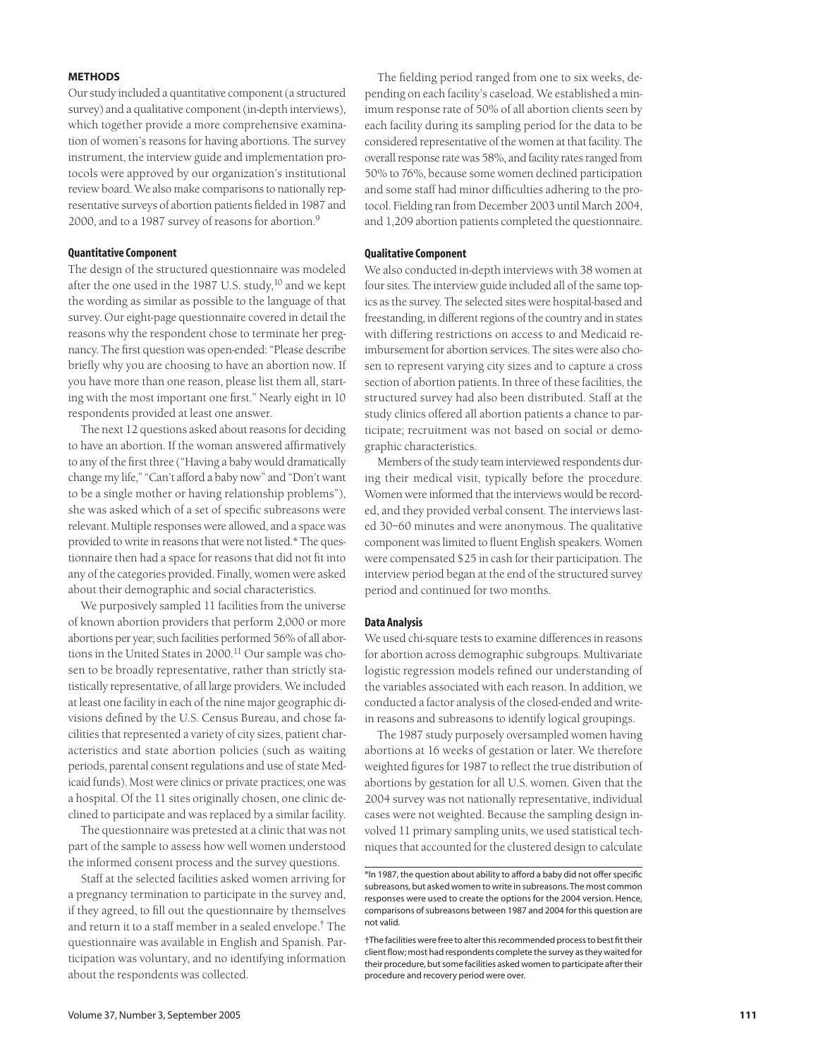## METHODS

Our study included a quantitative component (a structured survey) and a qualitative component (in-depth interviews), which together provide a more comprehensive examination of women's reasons for having abortions. The survey instrument, the interview guide and implementation protocols were approved by our organization's institutional review board. We also make comparisons to nationally representative surveys of abortion patients fielded in 1987 and 2000, and to a 1987 survey of reasons for abortion.[9]

### Quantitative Component

The design of the structured questionnaire was modeled after the one used in the 1987 U.S. study,[10] and we kept the wording as similar as possible to the language of that survey. Our eight-page questionnaire covered in detail the reasons why the respondent chose to terminate her pregnancy. The first question was open-ended: "Please describe briefly why you are choosing to have an abortion now. If you have more than one reason, please list them all, starting with the most important one first." Nearly eight in 10 respondents provided at least one answer.

The next 12 questions asked about reasons for deciding to have an abortion. If the woman answered affirmatively to any of the first three ("Having a baby would dramatically change my life," "Can't afford a baby now" and "Don't want to be a single mother or having relationship problems"), she was asked which of a set of specific subreasons were relevant. Multiple responses were allowed, and a space was provided to write in reasons that were not listed.* The questionnaire then had a space for reasons that did not fit into any of the categories provided. Finally, women were asked about their demographic and social characteristics.

We purposively sampled 11 facilities from the universe of known abortion providers that perform 2,000 or more abortions per year; such facilities performed 56% of all abortions in the United States in 2000.[11] Our sample was chosen to be broadly representative, rather than strictly statistically representative, of all large providers. We included at least one facility in each of the nine major geographic divisions defined by the U.S. Census Bureau, and chose facilities that represented a variety of city sizes, patient characteristics and state abortion policies (such as waiting periods, parental consent regulations and use of state Medicaid funds). Most were clinics or private practices; one was a hospital. Of the 11 sites originally chosen, one clinic declined to participate and was replaced by a similar facility.

The questionnaire was pretested at a clinic that was not part of the sample to assess how well women understood the informed consent process and the survey questions.

Staff at the selected facilities asked women arriving for a pregnancy termination to participate in the survey and, if they agreed, to fill out the questionnaire by themselves and return it to a staff member in a sealed envelope.† The questionnaire was available in English and Spanish. Participation was voluntary, and no identifying information about the respondents was collected.

The fielding period ranged from one to six weeks, depending on each facility's caseload. We established a minimum response rate of 50% of all abortion clients seen by each facility during its sampling period for the data to be considered representative of the women at that facility. The overall response rate was 58%, and facility rates ranged from 50% to 76%, because some women declined participation and some staff had minor difficulties adhering to the protocol. Fielding ran from December 2003 until March 2004, and 1,209 abortion patients completed the questionnaire.

### Qualitative Component

We also conducted in-depth interviews with 38 women at four sites. The interview guide included all of the same topics as the survey. The selected sites were hospital-based and freestanding, in different regions of the country and in states with differing restrictions on access to and Medicaid reimbursement for abortion services. The sites were also chosen to represent varying city sizes and to capture a cross section of abortion patients. In three of these facilities, the structured survey had also been distributed. Staff at the study clinics offered all abortion patients a chance to participate; recruitment was not based on social or demographic characteristics.

Members of the study team interviewed respondents during their medical visit, typically before the procedure. Women were informed that the interviews would be recorded, and they provided verbal consent. The interviews lasted 30–60 minutes and were anonymous. The qualitative component was limited to fluent English speakers. Women were compensated $25 in cash for their participation. The interview period began at the end of the structured survey period and continued for two months.

### Data Analysis

We used chi-square tests to examine differences in reasons for abortion across demographic subgroups. Multivariate logistic regression models refined our understanding of the variables associated with each reason. In addition, we conducted a factor analysis of the closed-ended and write-in reasons and subreasons to identify logical groupings.

The 1987 study purposely oversampled women having abortions at 16 weeks of gestation or later. We therefore weighted figures for 1987 to reflect the true distribution of abortions by gestation for all U.S. women. Given that the 2004 survey was not nationally representative, individual cases were not weighted. Because the sampling design involved 11 primary sampling units, we used statistical techniques that accounted for the clustered design to calculate

*In 1987, the question about ability to afford a baby did not offer specific subreasons, but asked women to write in subreasons. The most common responses were used to create the options for the 2004 version. Hence, comparisons of subreasons between 1987 and 2004 for this question are not valid.

†The facilities were free to alter this recommended process to best fit their client flow; most had respondents complete the survey as they waited for their procedure, but some facilities asked women to participate after their procedure and recovery period were over.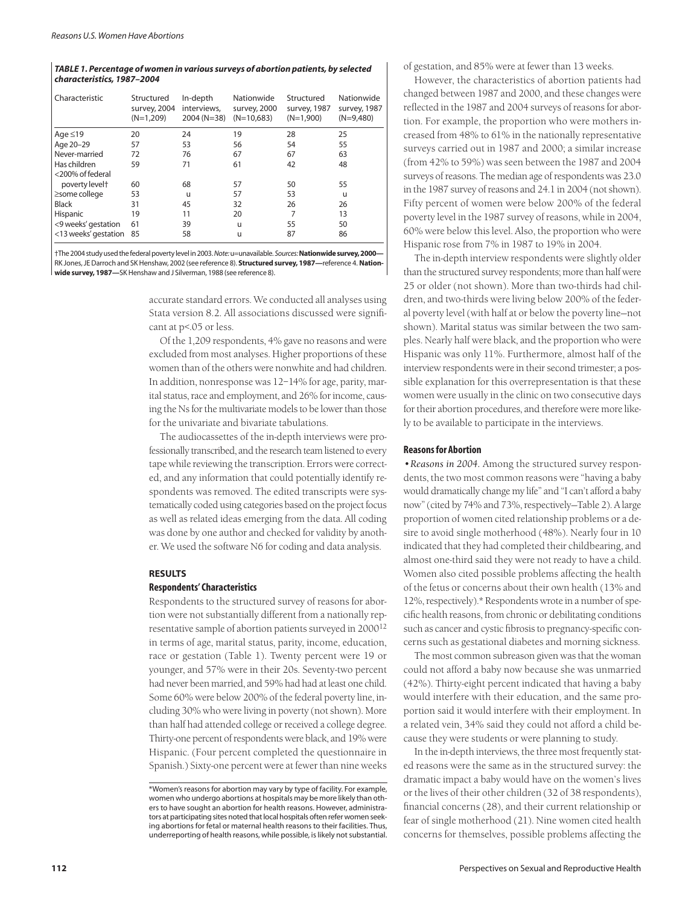**TABLE 1. Percentage of women in various surveys of abortion patients, by selected characteristics, 1987–2004**

| Characteristic | Structured survey, 2004 (N=1,209) | In-depth interviews, 2004 (N=38) | Nationwide survey, 2000 (N=10,683) | Structured survey, 1987 (N=1,900) | Nationwide survey, 1987 (N=9,480) |
|---|---|---|---|---|---|
| Age ≤19 | 20 | 24 | 19 | 28 | 25 |
| Age 20–29 | 57 | 53 | 56 | 54 | 55 |
| Never-married | 72 | 76 | 67 | 67 | 63 |
| Has children | 59 | 71 | 61 | 42 | 48 |
| <200% of federal poverty level† | 60 | 68 | 57 | 50 | 55 |
| ≥some college | 53 | u | 57 | 53 | u |
| Black | 31 | 45 | 32 | 26 | 26 |
| Hispanic | 19 | 11 | 20 | 7 | 13 |
| <9 weeks' gestation | 61 | 39 | u | 55 | 50 |
| <13 weeks' gestation | 85 | 58 | u | 87 | 86 |

†The 2004 study used the federal poverty level in 2003. *Note:* u=unavailable. *Sources:* **Nationwide survey, 2000—**RK Jones, JE Darroch and SK Henshaw, 2002 (see reference 8). **Structured survey, 1987—**reference 4. **Nationwide survey, 1987—**SK Henshaw and J Silverman, 1988 (see reference 8).

accurate standard errors. We conducted all analyses using Stata version 8.2. All associations discussed were significant at p<.05 or less.

Of the 1,209 respondents, 4% gave no reasons and were excluded from most analyses. Higher proportions of these women than of the others were nonwhite and had children. In addition, nonresponse was 12–14% for age, parity, marital status, race and employment, and 26% for income, causing the Ns for the multivariate models to be lower than those for the univariate and bivariate tabulations.

The audiocassettes of the in-depth interviews were professionally transcribed, and the research team listened to every tape while reviewing the transcription. Errors were corrected, and any information that could potentially identify respondents was removed. The edited transcripts were systematically coded using categories based on the project focus as well as related ideas emerging from the data. All coding was done by one author and checked for validity by another. We used the software N6 for coding and data analysis.

## RESULTS

### Respondents' Characteristics

Respondents to the structured survey of reasons for abortion were not substantially different from a nationally representative sample of abortion patients surveyed in 2000[12] in terms of age, marital status, parity, income, education, race or gestation (Table 1). Twenty percent were 19 or younger, and 57% were in their 20s. Seventy-two percent had never been married, and 59% had had at least one child. Some 60% were below 200% of the federal poverty line, including 30% who were living in poverty (not shown). More than half had attended college or received a college degree. Thirty-one percent of respondents were black, and 19% were Hispanic. (Four percent completed the questionnaire in Spanish.) Sixty-one percent were at fewer than nine weeks of gestation, and 85% were at fewer than 13 weeks.

However, the characteristics of abortion patients had changed between 1987 and 2000, and these changes were reflected in the 1987 and 2004 surveys of reasons for abortion. For example, the proportion who were mothers increased from 48% to 61% in the nationally representative surveys carried out in 1987 and 2000; a similar increase (from 42% to 59%) was seen between the 1987 and 2004 surveys of reasons. The median age of respondents was 23.0 in the 1987 survey of reasons and 24.1 in 2004 (not shown). Fifty percent of women were below 200% of the federal poverty level in the 1987 survey of reasons, while in 2004, 60% were below this level. Also, the proportion who were Hispanic rose from 7% in 1987 to 19% in 2004.

The in-depth interview respondents were slightly older than the structured survey respondents; more than half were 25 or older (not shown). More than two-thirds had children, and two-thirds were living below 200% of the federal poverty level (with half at or below the poverty line—not shown). Marital status was similar between the two samples. Nearly half were black, and the proportion who were Hispanic was only 11%. Furthermore, almost half of the interview respondents were in their second trimester; a possible explanation for this overrepresentation is that these women were usually in the clinic on two consecutive days for their abortion procedures, and therefore were more likely to be available to participate in the interviews.

### Reasons for Abortion

•*Reasons in 2004.* Among the structured survey respondents, the two most common reasons were "having a baby would dramatically change my life" and "I can't afford a baby now" (cited by 74% and 73%, respectively—Table 2). A large proportion of women cited relationship problems or a desire to avoid single motherhood (48%). Nearly four in 10 indicated that they had completed their childbearing, and almost one-third said they were not ready to have a child. Women also cited possible problems affecting the health of the fetus or concerns about their own health (13% and 12%, respectively).* Respondents wrote in a number of specific health reasons, from chronic or debilitating conditions such as cancer and cystic fibrosis to pregnancy-specific concerns such as gestational diabetes and morning sickness.

The most common subreason given was that the woman could not afford a baby now because she was unmarried (42%). Thirty-eight percent indicated that having a baby would interfere with their education, and the same proportion said it would interfere with their employment. In a related vein, 34% said they could not afford a child because they were students or were planning to study.

In the in-depth interviews, the three most frequently stated reasons were the same as in the structured survey: the dramatic impact a baby would have on the women's lives or the lives of their other children (32 of 38 respondents), financial concerns (28), and their current relationship or fear of single motherhood (21). Nine women cited health concerns for themselves, possible problems affecting the

*Women's reasons for abortion may vary by type of facility. For example, women who undergo abortions at hospitals may be more likely than others to have sought an abortion for health reasons. However, administrators at participating sites noted that local hospitals often refer women seeking abortions for fetal or maternal health reasons to their facilities. Thus, underreporting of health reasons, while possible, is likely not substantial.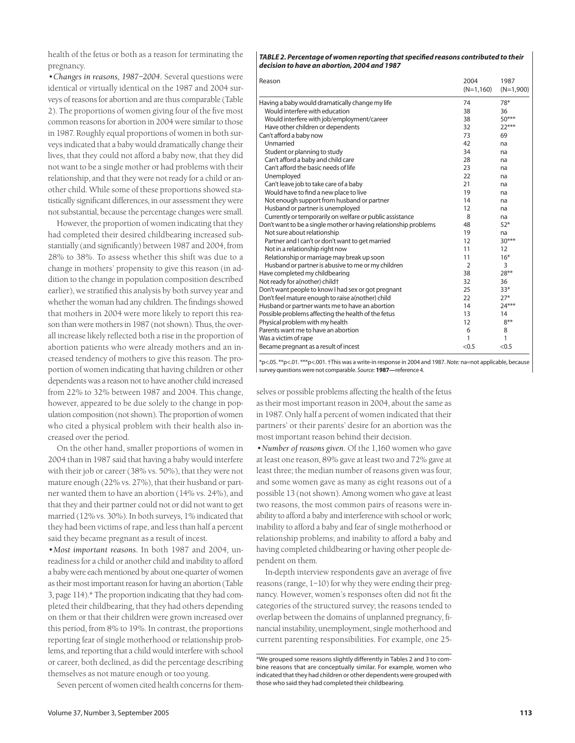health of the fetus or both as a reason for terminating the pregnancy.

•*Changes in reasons, 1987–2004.* Several questions were identical or virtually identical on the 1987 and 2004 surveys of reasons for abortion and are thus comparable (Table 2). The proportions of women giving four of the five most common reasons for abortion in 2004 were similar to those in 1987. Roughly equal proportions of women in both surveys indicated that a baby would dramatically change their lives, that they could not afford a baby now, that they did not want to be a single mother or had problems with their relationship, and that they were not ready for a child or another child. While some of these proportions showed statistically significant differences, in our assessment they were not substantial, because the percentage changes were small.

However, the proportion of women indicating that they had completed their desired childbearing increased substantially (and significantly) between 1987 and 2004, from 28% to 38%. To assess whether this shift was due to a change in mothers' propensity to give this reason (in addition to the change in population composition described earlier), we stratified this analysis by both survey year and whether the woman had any children. The findings showed that mothers in 2004 were more likely to report this reason than were mothers in 1987 (not shown). Thus, the overall increase likely reflected both a rise in the proportion of abortion patients who were already mothers and an increased tendency of mothers to give this reason. The proportion of women indicating that having children or other dependents was a reason not to have another child increased from 22% to 32% between 1987 and 2004. This change, however, appeared to be due solely to the change in population composition (not shown). The proportion of women who cited a physical problem with their health also increased over the period.

On the other hand, smaller proportions of women in 2004 than in 1987 said that having a baby would interfere with their job or career (38% vs. 50%), that they were not mature enough (22% vs. 27%), that their husband or partner wanted them to have an abortion (14% vs. 24%), and that they and their partner could not or did not want to get married (12% vs. 30%). In both surveys, 1% indicated that they had been victims of rape, and less than half a percent said they became pregnant as a result of incest.

•*Most important reasons.* In both 1987 and 2004, unreadiness for a child or another child and inability to afford a baby were each mentioned by about one-quarter of women as their most important reason for having an abortion (Table 3, page 114).* The proportion indicating that they had completed their childbearing, that they had others depending on them or that their children were grown increased over this period, from 8% to 19%. In contrast, the proportions reporting fear of single motherhood or relationship problems, and reporting that a child would interfere with school or career, both declined, as did the percentage describing themselves as not mature enough or too young.

Seven percent of women cited health concerns for themselves or possible problems affecting the health of the fetus as their most important reason in 2004, about the same as in 1987. Only half a percent of women indicated that their partners' or their parents' desire for an abortion was the most important reason behind their decision.

***TABLE 2. Percentage of women reporting that specified reasons contributed to their decision to have an abortion, 2004 and 1987***

| Reason | 2004 (N=1,160) | 1987 (N=1,900) |
|---|---|---|
| Having a baby would dramatically change my life | 74 | 78* |
| Would interfere with education | 38 | 36 |
| Would interfere with job/employment/career | 38 | 50*** |
| Have other children or dependents | 32 | 22*** |
| Can't afford a baby now | 73 | 69 |
| Unmarried | 42 | na |
| Student or planning to study | 34 | na |
| Can't afford a baby and child care | 28 | na |
| Can't afford the basic needs of life | 23 | na |
| Unemployed | 22 | na |
| Can't leave job to take care of a baby | 21 | na |
| Would have to find a new place to live | 19 | na |
| Not enough support from husband or partner | 14 | na |
| Husband or partner is unemployed | 12 | na |
| Currently or temporarily on welfare or public assistance | 8 | na |
| Don't want to be a single mother or having relationship problems | 48 | 52* |
| Not sure about relationship | 19 | na |
| Partner and I can't or don't want to get married | 12 | 30*** |
| Not in a relationship right now | 11 | 12 |
| Relationship or marriage may break up soon | 11 | 16* |
| Husband or partner is abusive to me or my children | 2 | 3 |
| Have completed my childbearing | 38 | 28** |
| Not ready for a(nother) child† | 32 | 36 |
| Don't want people to know I had sex or got pregnant | 25 | 33* |
| Don't feel mature enough to raise a(nother) child | 22 | 27* |
| Husband or partner wants me to have an abortion | 14 | 24*** |
| Possible problems affecting the health of the fetus | 13 | 14 |
| Physical problem with my health | 12 | 8** |
| Parents want me to have an abortion | 6 | 8 |
| Was a victim of rape | 1 | 1 |
| Became pregnant as a result of incest | <0.5 | <0.5 |

*p<.05. **p<.01. ***p<.001. †This was a write-in response in 2004 and 1987. *Note:* na=not applicable, because survey questions were not comparable. *Source:* **1987—**reference 4.

•*Number of reasons given.* Of the 1,160 women who gave at least one reason, 89% gave at least two and 72% gave at least three; the median number of reasons given was four, and some women gave as many as eight reasons out of a possible 13 (not shown). Among women who gave at least two reasons, the most common pairs of reasons were inability to afford a baby and interference with school or work; inability to afford a baby and fear of single motherhood or relationship problems; and inability to afford a baby and having completed childbearing or having other people dependent on them.

In-depth interview respondents gave an average of five reasons (range, 1–10) for why they were ending their pregnancy. However, women's responses often did not fit the categories of the structured survey; the reasons tended to overlap between the domains of unplanned pregnancy, financial instability, unemployment, single motherhood and current parenting responsibilities. For example, one 25-

*We grouped some reasons slightly differently in Tables 2 and 3 to combine reasons that are conceptually similar. For example, women who indicated that they had children or other dependents were grouped with those who said they had completed their childbearing.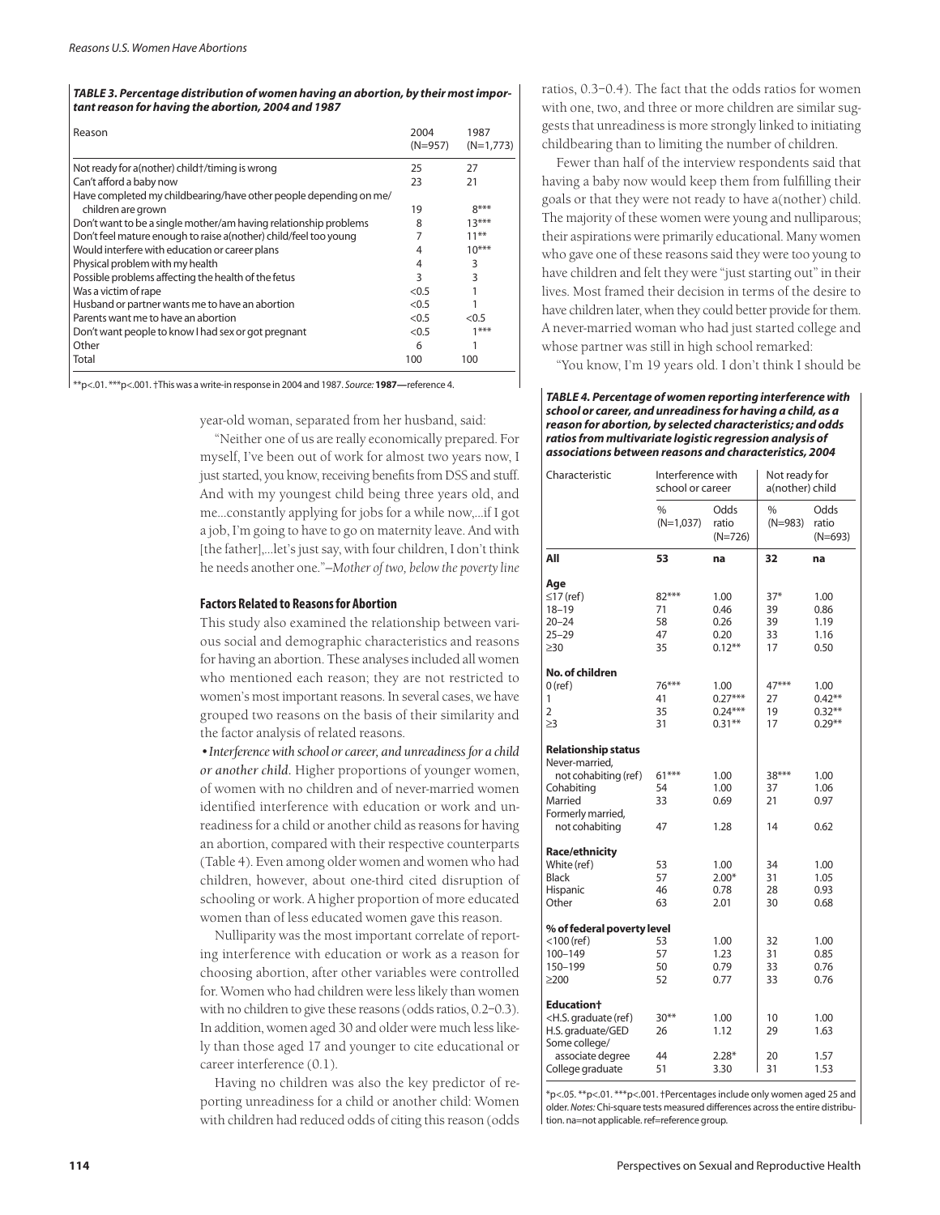**TABLE 3. Percentage distribution of women having an abortion, by their most important reason for having the abortion, 2004 and 1987**

| Reason | 2004 (N=957) | 1987 (N=1,773) |
|---|---|---|
| Not ready for a(nother) child†/timing is wrong | 25 | 27 |
| Can't afford a baby now | 23 | 21 |
| Have completed my childbearing/have other people depending on me/ children are grown | 19 | 8*** |
| Don't want to be a single mother/am having relationship problems | 8 | 13*** |
| Don't feel mature enough to raise a(nother) child/feel too young | 7 | 11** |
| Would interfere with education or career plans | 4 | 10*** |
| Physical problem with my health | 4 | 3 |
| Possible problems affecting the health of the fetus | 3 | 3 |
| Was a victim of rape | <0.5 | 1 |
| Husband or partner wants me to have an abortion | <0.5 | 1 |
| Parents want me to have an abortion | <0.5 | <0.5 |
| Don't want people to know I had sex or got pregnant | <0.5 | 1*** |
| Other | 6 | 1 |
| Total | 100 | 100 |

**p<.01. ***p<.001. †This was a write-in response in 2004 and 1987. *Source:* **1987—**reference 4.

year-old woman, separated from her husband, said:

"Neither one of us are really economically prepared. For myself, I've been out of work for almost two years now, I just started, you know, receiving benefits from DSS and stuff. And with my youngest child being three years old, and me...constantly applying for jobs for a while now,...if I got a job, I'm going to have to go on maternity leave. And with [the father],...let's just say, with four children, I don't think he needs another one."*—Mother of two, below the poverty line*

### Factors Related to Reasons for Abortion

This study also examined the relationship between various social and demographic characteristics and reasons for having an abortion. These analyses included all women who mentioned each reason; they are not restricted to women's most important reasons. In several cases, we have grouped two reasons on the basis of their similarity and the factor analysis of related reasons.

• *Interference with school or career, and unreadiness for a child or another child.* Higher proportions of younger women, of women with no children and of never-married women identified interference with education or work and unreadiness for a child or another child as reasons for having an abortion, compared with their respective counterparts (Table 4). Even among older women and women who had children, however, about one-third cited disruption of schooling or work. A higher proportion of more educated women than of less educated women gave this reason.

Nulliparity was the most important correlate of reporting interference with education or work as a reason for choosing abortion, after other variables were controlled for. Women who had children were less likely than women with no children to give these reasons (odds ratios, 0.2–0.3). In addition, women aged 30 and older were much less likely than those aged 17 and younger to cite educational or career interference (0.1).

Having no children was also the key predictor of reporting unreadiness for a child or another child: Women with children had reduced odds of citing this reason (odds ratios, 0.3–0.4). The fact that the odds ratios for women with one, two, and three or more children are similar suggests that unreadiness is more strongly linked to initiating childbearing than to limiting the number of children.

Fewer than half of the interview respondents said that having a baby now would keep them from fulfilling their goals or that they were not ready to have a(nother) child. The majority of these women were young and nulliparous; their aspirations were primarily educational. Many women who gave one of these reasons said they were too young to have children and felt they were "just starting out" in their lives. Most framed their decision in terms of the desire to have children later, when they could better provide for them. A never-married woman who had just started college and whose partner was still in high school remarked:

"You know, I'm 19 years old. I don't think I should be

**TABLE 4. Percentage of women reporting interference with school or career, and unreadiness for having a child, as a reason for abortion, by selected characteristics; and odds ratios from multivariate logistic regression analysis of associations between reasons and characteristics, 2004**

| Characteristic | Interference with school or career | | Not ready for a(nother) child | |
|---|---|---|---|---|
| | % (N=1,037) | Odds ratio (N=726) | % (N=983) | Odds ratio (N=693) |
| **All** | **53** | **na** | **32** | **na** |
| **Age** | | | | |
| ≤17 (ref) | 82*** | 1.00 | 37* | 1.00 |
| 18–19 | 71 | 0.46 | 39 | 0.86 |
| 20–24 | 58 | 0.26 | 39 | 1.19 |
| 25–29 | 47 | 0.20 | 33 | 1.16 |
| ≥30 | 35 | 0.12** | 17 | 0.50 |
| **No. of children** | | | | |
| 0 (ref) | 76*** | 1.00 | 47*** | 1.00 |
| 1 | 41 | 0.27*** | 27 | 0.42** |
| 2 | 35 | 0.24*** | 19 | 0.32** |
| ≥3 | 31 | 0.31** | 17 | 0.29** |
| **Relationship status** | | | | |
| Never-married, not cohabiting (ref) | 61*** | 1.00 | 38*** | 1.00 |
| Cohabiting | 54 | 1.00 | 37 | 1.06 |
| Married | 33 | 0.69 | 21 | 0.97 |
| Formerly married, not cohabiting | 47 | 1.28 | 14 | 0.62 |
| **Race/ethnicity** | | | | |
| White (ref) | 53 | 1.00 | 34 | 1.00 |
| Black | 57 | 2.00* | 31 | 1.05 |
| Hispanic | 46 | 0.78 | 28 | 0.93 |
| Other | 63 | 2.01 | 30 | 0.68 |
| **% of federal poverty level** | | | | |
| <100 (ref) | 53 | 1.00 | 32 | 1.00 |
| 100–149 | 57 | 1.23 | 31 | 0.85 |
| 150–199 | 50 | 0.79 | 33 | 0.76 |
| ≥200 | 52 | 0.77 | 33 | 0.76 |
| **Education†** | | | | |
| <H.S. graduate (ref) | 30** | 1.00 | 10 | 1.00 |
| H.S. graduate/GED | 26 | 1.12 | 29 | 1.63 |
| Some college/ associate degree | 44 | 2.28* | 20 | 1.57 |
| College graduate | 51 | 3.30 | 31 | 1.53 |

*p<.05. **p<.01. ***p<.001. †Percentages include only women aged 25 and older. *Notes:* Chi-square tests measured differences across the entire distribution. na=not applicable. ref=reference group.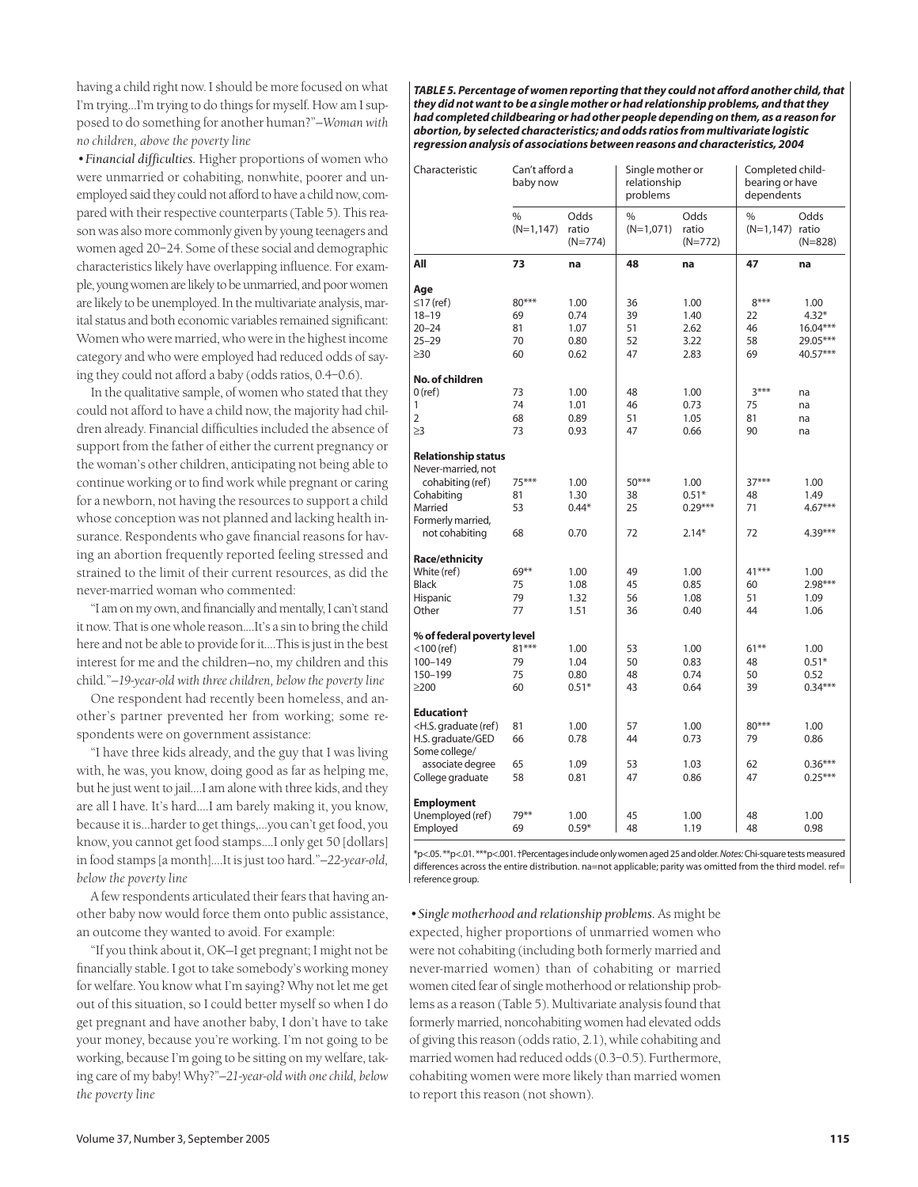having a child right now. I should be more focused on what I'm trying...I'm trying to do things for myself. How am I supposed to do something for another human?"—*Woman with no children, above the poverty line*

• *Financial difficulties.* Higher proportions of women who were unmarried or cohabiting, nonwhite, poorer and unemployed said they could not afford to have a child now, compared with their respective counterparts (Table 5). This reason was also more commonly given by young teenagers and women aged 20–24. Some of these social and demographic characteristics likely have overlapping influence. For example, young women are likely to be unmarried, and poor women are likely to be unemployed. In the multivariate analysis, marital status and both economic variables remained significant: Women who were married, who were in the highest income category and who were employed had reduced odds of saying they could not afford a baby (odds ratios, 0.4–0.6).

In the qualitative sample, of women who stated that they could not afford to have a child now, the majority had children already. Financial difficulties included the absence of support from the father of either the current pregnancy or the woman's other children, anticipating not being able to continue working or to find work while pregnant or caring for a newborn, not having the resources to support a child whose conception was not planned and lacking health insurance. Respondents who gave financial reasons for having an abortion frequently reported feeling stressed and strained to the limit of their current resources, as did the never-married woman who commented:

"I am on my own, and financially and mentally, I can't stand it now. That is one whole reason....It's a sin to bring the child here and not be able to provide for it....This is just in the best interest for me and the children—no, my children and this child."—*19-year-old with three children, below the poverty line*

One respondent had recently been homeless, and another's partner prevented her from working; some respondents were on government assistance:

"I have three kids already, and the guy that I was living with, he was, you know, doing good as far as helping me, but he just went to jail....I am alone with three kids, and they are all I have. It's hard....I am barely making it, you know, because it is...harder to get things,...you can't get food, you know, you cannot get food stamps....I only get 50 [dollars] in food stamps [a month]....It is just too hard."—*22-year-old, below the poverty line*

A few respondents articulated their fears that having another baby now would force them onto public assistance, an outcome they wanted to avoid. For example:

"If you think about it, OK—I get pregnant; I might not be financially stable. I got to take somebody's working money for welfare. You know what I'm saying? Why not let me get out of this situation, so I could better myself so when I do get pregnant and have another baby, I don't have to take your money, because you're working. I'm not going to be working, because I'm going to be sitting on my welfare, taking care of my baby! Why?"—*21-year-old with one child, below the poverty line*

***TABLE 5. Percentage of women reporting that they could not afford another child, that they did not want to be a single mother or had relationship problems, and that they had completed childbearing or had other people depending on them, as a reason for abortion, by selected characteristics; and odds ratios from multivariate logistic regression analysis of associations between reasons and characteristics, 2004***

| Characteristic | Can't afford a baby now | | Single mother or relationship problems | | Completed childbearing or have dependents | |
|---|---|---|---|---|---|---|
| | % (N=1,147) | Odds ratio (N=774) | % (N=1,071) | Odds ratio (N=772) | % (N=1,147) | Odds ratio (N=828) |
| **All** | **73** | **na** | **48** | **na** | **47** | **na** |
| **Age** | | | | | | |
| ≤17 (ref) | 80*** | 1.00 | 36 | 1.00 | 8*** | 1.00 |
| 18–19 | 69 | 0.74 | 39 | 1.40 | 22 | 4.32* |
| 20–24 | 81 | 1.07 | 51 | 2.62 | 46 | 16.04*** |
| 25–29 | 70 | 0.80 | 52 | 3.22 | 58 | 29.05*** |
| ≥30 | 60 | 0.62 | 47 | 2.83 | 69 | 40.57*** |
| **No. of children** | | | | | | |
| 0 (ref) | 73 | 1.00 | 48 | 1.00 | 3*** | na |
| 1 | 74 | 1.01 | 46 | 0.73 | 75 | na |
| 2 | 68 | 0.89 | 51 | 1.05 | 81 | na |
| ≥3 | 73 | 0.93 | 47 | 0.66 | 90 | na |
| **Relationship status** | | | | | | |
| Never-married, not cohabiting (ref) | 75*** | 1.00 | 50*** | 1.00 | 37*** | 1.00 |
| Cohabiting | 81 | 1.30 | 38 | 0.51* | 48 | 1.49 |
| Married | 53 | 0.44* | 25 | 0.29*** | 71 | 4.67*** |
| Formerly married, not cohabiting | 68 | 0.70 | 72 | 2.14* | 72 | 4.39*** |
| **Race/ethnicity** | | | | | | |
| White (ref) | 69** | 1.00 | 49 | 1.00 | 41*** | 1.00 |
| Black | 75 | 1.08 | 45 | 0.85 | 60 | 2.98*** |
| Hispanic | 79 | 1.32 | 56 | 1.08 | 51 | 1.09 |
| Other | 77 | 1.51 | 36 | 0.40 | 44 | 1.06 |
| **% of federal poverty level** | | | | | | |
| <100 (ref) | 81*** | 1.00 | 53 | 1.00 | 61** | 1.00 |
| 100–149 | 79 | 1.04 | 50 | 0.83 | 48 | 0.51* |
| 150–199 | 75 | 0.80 | 48 | 0.74 | 50 | 0.52 |
| ≥200 | 60 | 0.51* | 43 | 0.64 | 39 | 0.34*** |
| **Education†** | | | | | | |
| <H.S. graduate (ref) | 81 | 1.00 | 57 | 1.00 | 80*** | 1.00 |
| H.S. graduate/GED | 66 | 0.78 | 44 | 0.73 | 79 | 0.86 |
| Some college/ associate degree | 65 | 1.09 | 53 | 1.03 | 62 | 0.36*** |
| College graduate | 58 | 0.81 | 47 | 0.86 | 47 | 0.25*** |
| **Employment** | | | | | | |
| Unemployed (ref) | 79** | 1.00 | 45 | 1.00 | 48 | 1.00 |
| Employed | 69 | 0.59* | 48 | 1.19 | 48 | 0.98 |

*p<.05. **p<.01. ***p<.001. †Percentages include only women aged 25 and older. *Notes:* Chi-square tests measured differences across the entire distribution. na=not applicable; parity was omitted from the third model. ref=reference group.

• *Single motherhood and relationship problems.* As might be expected, higher proportions of unmarried women who were not cohabiting (including both formerly married and never-married women) than of cohabiting or married women cited fear of single motherhood or relationship problems as a reason (Table 5). Multivariate analysis found that formerly married, noncohabiting women had elevated odds of giving this reason (odds ratio, 2.1), while cohabiting and married women had reduced odds (0.3–0.5). Furthermore, cohabiting women were more likely than married women to report this reason (not shown).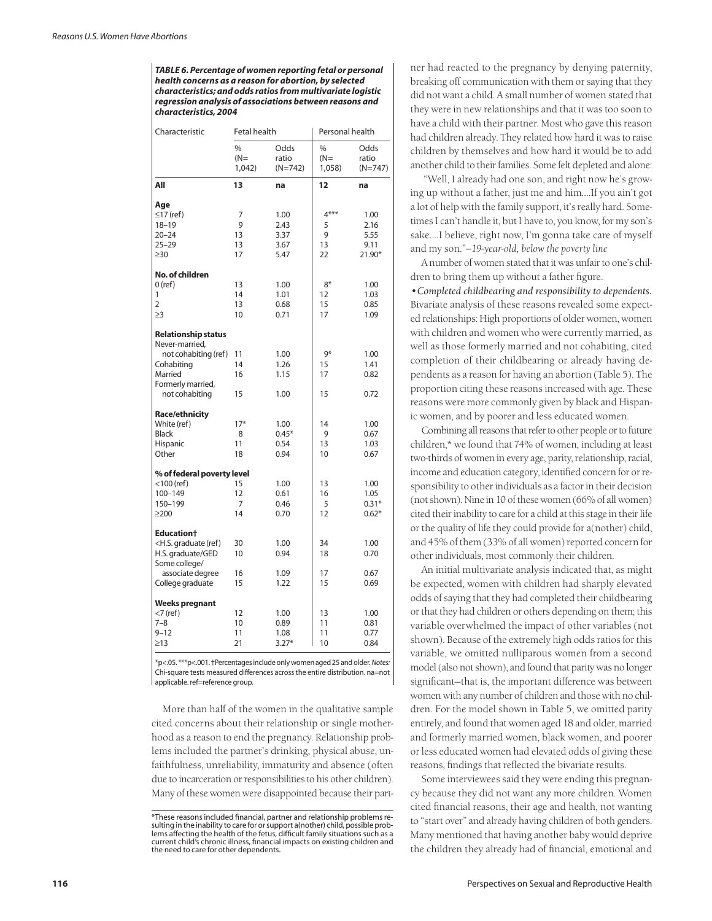**TABLE 6. Percentage of women reporting fetal or personal health concerns as a reason for abortion, by selected characteristics; and odds ratios from multivariate logistic regression analysis of associations between reasons and characteristics, 2004**

| Characteristic | Fetal health | | Personal health | |
|---|---|---|---|---|
| | % (N= 1,042) | Odds ratio (N=742) | % (N= 1,058) | Odds ratio (N=747) |
| **All** | **13** | **na** | **12** | **na** |
| **Age** | | | | |
| ≤17 (ref) | 7 | 1.00 | 4*** | 1.00 |
| 18–19 | 9 | 2.43 | 5 | 2.16 |
| 20–24 | 13 | 3.37 | 9 | 5.55 |
| 25–29 | 13 | 3.67 | 13 | 9.11 |
| ≥30 | 17 | 5.47 | 22 | 21.90* |
| **No. of children** | | | | |
| 0 (ref) | 13 | 1.00 | 8* | 1.00 |
| 1 | 14 | 1.01 | 12 | 1.03 |
| 2 | 13 | 0.68 | 15 | 0.85 |
| ≥3 | 10 | 0.71 | 17 | 1.09 |
| **Relationship status** | | | | |
| Never-married, not cohabiting (ref) | 11 | 1.00 | 9* | 1.00 |
| Cohabiting | 14 | 1.26 | 15 | 1.41 |
| Married | 16 | 1.15 | 17 | 0.82 |
| Formerly married, not cohabiting | 15 | 1.00 | 15 | 0.72 |
| **Race/ethnicity** | | | | |
| White (ref) | 17* | 1.00 | 14 | 1.00 |
| Black | 8 | 0.45* | 9 | 0.67 |
| Hispanic | 11 | 0.54 | 13 | 1.03 |
| Other | 18 | 0.94 | 10 | 0.67 |
| **% of federal poverty level** | | | | |
| <100 (ref) | 15 | 1.00 | 13 | 1.00 |
| 100–149 | 12 | 0.61 | 16 | 1.05 |
| 150–199 | 7 | 0.46 | 5 | 0.31* |
| ≥200 | 14 | 0.70 | 12 | 0.62* |
| **Education†** | | | | |
| <H.S. graduate (ref) | 30 | 1.00 | 34 | 1.00 |
| H.S. graduate/GED | 10 | 0.94 | 18 | 0.70 |
| Some college/ associate degree | 16 | 1.09 | 17 | 0.67 |
| College graduate | 15 | 1.22 | 15 | 0.69 |
| **Weeks pregnant** | | | | |
| <7 (ref) | 12 | 1.00 | 13 | 1.00 |
| 7–8 | 10 | 0.89 | 11 | 0.81 |
| 9–12 | 11 | 1.08 | 11 | 0.77 |
| ≥13 | 21 | 3.27* | 10 | 0.84 |

*p<.05. ***p<.001. †Percentages include only women aged 25 and older. *Notes:* Chi-square tests measured differences across the entire distribution. na=not applicable. ref=reference group.

More than half of the women in the qualitative sample cited concerns about their relationship or single motherhood as a reason to end the pregnancy. Relationship problems included the partner's drinking, physical abuse, unfaithfulness, unreliability, immaturity and absence (often due to incarceration or responsibilities to his other children). Many of these women were disappointed because their partner had reacted to the pregnancy by denying paternity, breaking off communication with them or saying that they did not want a child. A small number of women stated that they were in new relationships and that it was too soon to have a child with their partner. Most who gave this reason had children already. They related how hard it was to raise children by themselves and how hard it would be to add another child to their families. Some felt depleted and alone:

"Well, I already had one son, and right now he's growing up without a father, just me and him....If you ain't got a lot of help with the family support, it's really hard. Sometimes I can't handle it, but I have to, you know, for my son's sake....I believe, right now, I'm gonna take care of myself and my son."*—19-year-old, below the poverty line*

A number of women stated that it was unfair to one's children to bring them up without a father figure.

*•Completed childbearing and responsibility to dependents.* Bivariate analysis of these reasons revealed some expected relationships: High proportions of older women, women with children and women who were currently married, as well as those formerly married and not cohabiting, cited completion of their childbearing or already having dependents as a reason for having an abortion (Table 5). The proportion citing these reasons increased with age. These reasons were more commonly given by black and Hispanic women, and by poorer and less educated women.

Combining all reasons that refer to other people or to future children,* we found that 74% of women, including at least two-thirds of women in every age, parity, relationship, racial, income and education category, identified concern for or responsibility to other individuals as a factor in their decision (not shown). Nine in 10 of these women (66% of all women) cited their inability to care for a child at this stage in their life or the quality of life they could provide for a(nother) child, and 45% of them (33% of all women) reported concern for other individuals, most commonly their children.

An initial multivariate analysis indicated that, as might be expected, women with children had sharply elevated odds of saying that they had completed their childbearing or that they had children or others depending on them; this variable overwhelmed the impact of other variables (not shown). Because of the extremely high odds ratios for this variable, we omitted nulliparous women from a second model (also not shown), and found that parity was no longer significant—that is, the important difference was between women with any number of children and those with no children. For the model shown in Table 5, we omitted parity entirely, and found that women aged 18 and older, married and formerly married women, black women, and poorer or less educated women had elevated odds of giving these reasons, findings that reflected the bivariate results.

Some interviewees said they were ending this pregnancy because they did not want any more children. Women cited financial reasons, their age and health, not wanting to "start over" and already having children of both genders. Many mentioned that having another baby would deprive the children they already had of financial, emotional and

*These reasons included financial, partner and relationship problems resulting in the inability to care for or support a(nother) child, possible problems affecting the health of the fetus, difficult family situations such as a current child's chronic illness, financial impacts on existing children and the need to care for other dependents.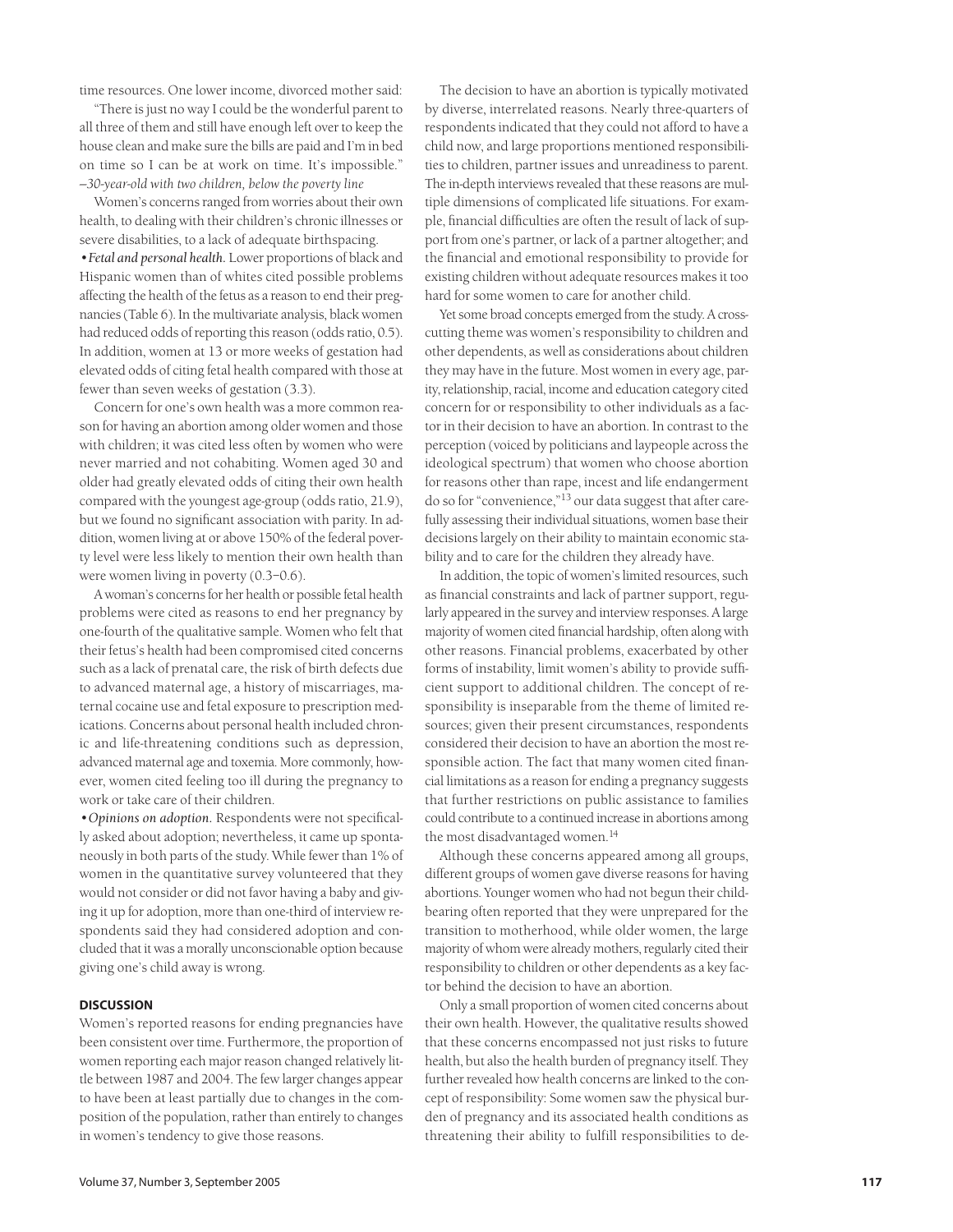time resources. One lower income, divorced mother said:

"There is just no way I could be the wonderful parent to all three of them and still have enough left over to keep the house clean and make sure the bills are paid and I'm in bed on time so I can be at work on time. It's impossible." *—30-year-old with two children, below the poverty line*

Women's concerns ranged from worries about their own health, to dealing with their children's chronic illnesses or severe disabilities, to a lack of adequate birthspacing.

• *Fetal and personal health.* Lower proportions of black and Hispanic women than of whites cited possible problems affecting the health of the fetus as a reason to end their pregnancies (Table 6). In the multivariate analysis, black women had reduced odds of reporting this reason (odds ratio, 0.5). In addition, women at 13 or more weeks of gestation had elevated odds of citing fetal health compared with those at fewer than seven weeks of gestation (3.3).

Concern for one's own health was a more common reason for having an abortion among older women and those with children; it was cited less often by women who were never married and not cohabiting. Women aged 30 and older had greatly elevated odds of citing their own health compared with the youngest age-group (odds ratio, 21.9), but we found no significant association with parity. In addition, women living at or above 150% of the federal poverty level were less likely to mention their own health than were women living in poverty (0.3–0.6).

A woman's concerns for her health or possible fetal health problems were cited as reasons to end her pregnancy by one-fourth of the qualitative sample. Women who felt that their fetus's health had been compromised cited concerns such as a lack of prenatal care, the risk of birth defects due to advanced maternal age, a history of miscarriages, maternal cocaine use and fetal exposure to prescription medications. Concerns about personal health included chronic and life-threatening conditions such as depression, advanced maternal age and toxemia. More commonly, however, women cited feeling too ill during the pregnancy to work or take care of their children.

• *Opinions on adoption.* Respondents were not specifically asked about adoption; nevertheless, it came up spontaneously in both parts of the study. While fewer than 1% of women in the quantitative survey volunteered that they would not consider or did not favor having a baby and giving it up for adoption, more than one-third of interview respondents said they had considered adoption and concluded that it was a morally unconscionable option because giving one's child away is wrong.

## DISCUSSION

Women's reported reasons for ending pregnancies have been consistent over time. Furthermore, the proportion of women reporting each major reason changed relatively little between 1987 and 2004. The few larger changes appear to have been at least partially due to changes in the composition of the population, rather than entirely to changes in women's tendency to give those reasons.

The decision to have an abortion is typically motivated by diverse, interrelated reasons. Nearly three-quarters of respondents indicated that they could not afford to have a child now, and large proportions mentioned responsibilities to children, partner issues and unreadiness to parent. The in-depth interviews revealed that these reasons are multiple dimensions of complicated life situations. For example, financial difficulties are often the result of lack of support from one's partner, or lack of a partner altogether; and the financial and emotional responsibility to provide for existing children without adequate resources makes it too hard for some women to care for another child.

Yet some broad concepts emerged from the study. A cross-cutting theme was women's responsibility to children and other dependents, as well as considerations about children they may have in the future. Most women in every age, parity, relationship, racial, income and education category cited concern for or responsibility to other individuals as a factor in their decision to have an abortion. In contrast to the perception (voiced by politicians and laypeople across the ideological spectrum) that women who choose abortion for reasons other than rape, incest and life endangerment do so for "convenience,"[13] our data suggest that after carefully assessing their individual situations, women base their decisions largely on their ability to maintain economic stability and to care for the children they already have.

In addition, the topic of women's limited resources, such as financial constraints and lack of partner support, regularly appeared in the survey and interview responses. A large majority of women cited financial hardship, often along with other reasons. Financial problems, exacerbated by other forms of instability, limit women's ability to provide sufficient support to additional children. The concept of responsibility is inseparable from the theme of limited resources; given their present circumstances, respondents considered their decision to have an abortion the most responsible action. The fact that many women cited financial limitations as a reason for ending a pregnancy suggests that further restrictions on public assistance to families could contribute to a continued increase in abortions among the most disadvantaged women.[14]

Although these concerns appeared among all groups, different groups of women gave diverse reasons for having abortions. Younger women who had not begun their childbearing often reported that they were unprepared for the transition to motherhood, while older women, the large majority of whom were already mothers, regularly cited their responsibility to children or other dependents as a key factor behind the decision to have an abortion.

Only a small proportion of women cited concerns about their own health. However, the qualitative results showed that these concerns encompassed not just risks to future health, but also the health burden of pregnancy itself. They further revealed how health concerns are linked to the concept of responsibility: Some women saw the physical burden of pregnancy and its associated health conditions as threatening their ability to fulfill responsibilities to de-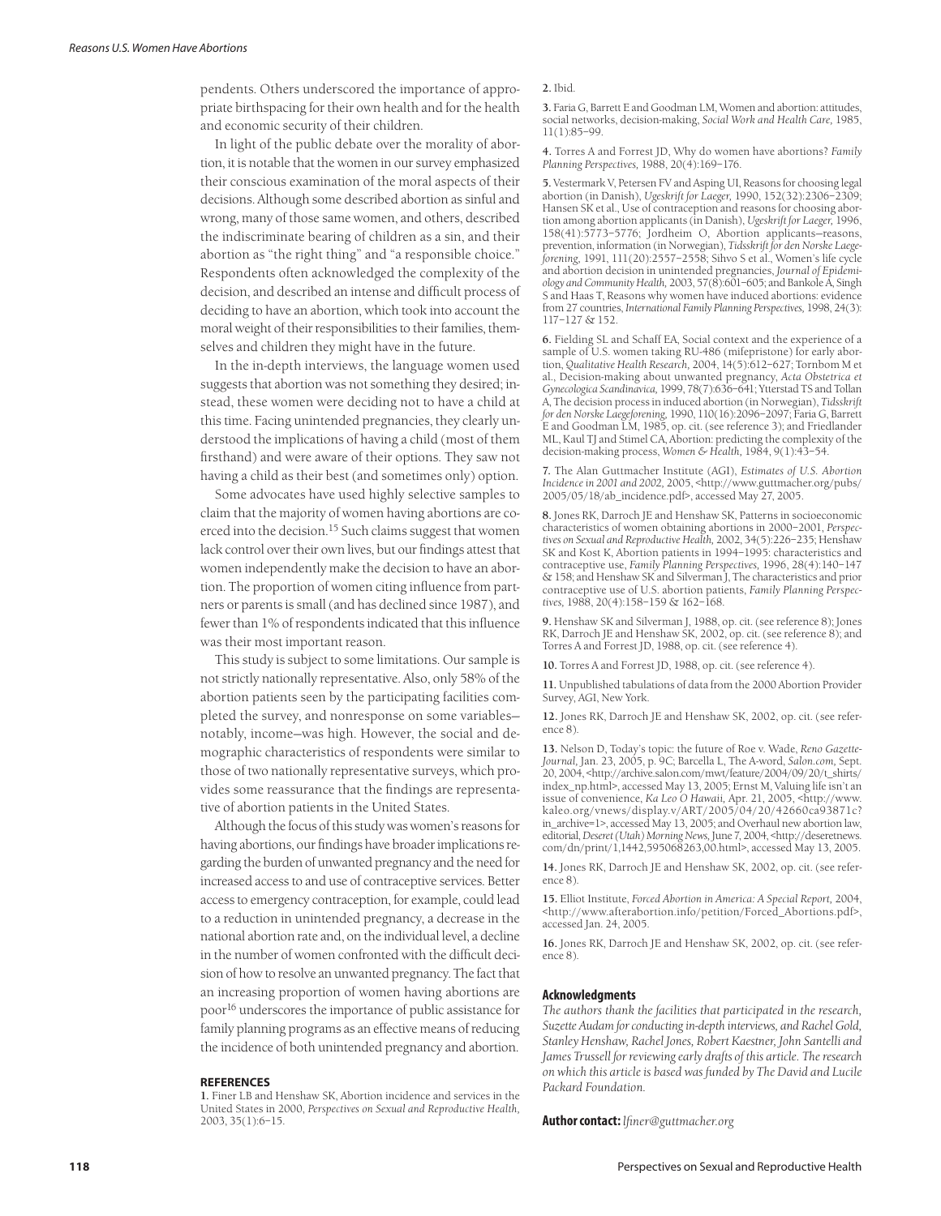pendents. Others underscored the importance of appropriate birthspacing for their own health and for the health and economic security of their children.

In light of the public debate over the morality of abortion, it is notable that the women in our survey emphasized their conscious examination of the moral aspects of their decisions. Although some described abortion as sinful and wrong, many of those same women, and others, described the indiscriminate bearing of children as a sin, and their abortion as "the right thing" and "a responsible choice." Respondents often acknowledged the complexity of the decision, and described an intense and difficult process of deciding to have an abortion, which took into account the moral weight of their responsibilities to their families, themselves and children they might have in the future.

In the in-depth interviews, the language women used suggests that abortion was not something they desired; instead, these women were deciding not to have a child at this time. Facing unintended pregnancies, they clearly understood the implications of having a child (most of them firsthand) and were aware of their options. They saw not having a child as their best (and sometimes only) option.

Some advocates have used highly selective samples to claim that the majority of women having abortions are coerced into the decision.[15] Such claims suggest that women lack control over their own lives, but our findings attest that women independently make the decision to have an abortion. The proportion of women citing influence from partners or parents is small (and has declined since 1987), and fewer than 1% of respondents indicated that this influence was their most important reason.

This study is subject to some limitations. Our sample is not strictly nationally representative. Also, only 58% of the abortion patients seen by the participating facilities completed the survey, and nonresponse on some variables—notably, income—was high. However, the social and demographic characteristics of respondents were similar to those of two nationally representative surveys, which provides some reassurance that the findings are representative of abortion patients in the United States.

Although the focus of this study was women's reasons for having abortions, our findings have broader implications regarding the burden of unwanted pregnancy and the need for increased access to and use of contraceptive services. Better access to emergency contraception, for example, could lead to a reduction in unintended pregnancy, a decrease in the national abortion rate and, on the individual level, a decline in the number of women confronted with the difficult decision of how to resolve an unwanted pregnancy. The fact that an increasing proportion of women having abortions are poor[16] underscores the importance of public assistance for family planning programs as an effective means of reducing the incidence of both unintended pregnancy and abortion.

## REFERENCES

**1.** Finer LB and Henshaw SK, Abortion incidence and services in the United States in 2000, *Perspectives on Sexual and Reproductive Health,* 2003, 35(1):6–15.

**2.** Ibid.

**3.** Faria G, Barrett E and Goodman LM, Women and abortion: attitudes, social networks, decision-making, *Social Work and Health Care,* 1985, 11(1):85–99.

**4.** Torres A and Forrest JD, Why do women have abortions? *Family Planning Perspectives,* 1988, 20(4):169–176.

**5.** Vestermark V, Petersen FV and Asping UI, Reasons for choosing legal abortion (in Danish), *Ugeskrift for Laeger,* 1990, 152(32):2306–2309; Hansen SK et al., Use of contraception and reasons for choosing abortion among abortion applicants (in Danish), *Ugeskrift for Laeger,* 1996, 158(41):5773–5776; Jordheim O, Abortion applicants—reasons, prevention, information (in Norwegian), *Tidsskrift for den Norske Laegeforening,* 1991, 111(20):2557–2558; Sihvo S et al., Women's life cycle and abortion decision in unintended pregnancies, *Journal of Epidemiology and Community Health,* 2003, 57(8):601–605; and Bankole A, Singh S and Haas T, Reasons why women have induced abortions: evidence from 27 countries, *International Family Planning Perspectives,* 1998, 24(3): 117–127 & 152.

**6.** Fielding SL and Schaff EA, Social context and the experience of a sample of U.S. women taking RU-486 (mifepristone) for early abortion, *Qualitative Health Research,* 2004, 14(5):612–627; Tornbom M et al., Decision-making about unwanted pregnancy, *Acta Obstetrica et Gynecologica Scandinavica,* 1999, 78(7):636–641; Ytterstad TS and Tollan A, The decision process in induced abortion (in Norwegian), *Tidsskrift for den Norske Laegeforening,* 1990, 110(16):2096–2097; Faria G, Barrett E and Goodman LM, 1985, op. cit. (see reference 3); and Friedlander ML, Kaul TJ and Stimel CA, Abortion: predicting the complexity of the decision-making process, *Women & Health,* 1984, 9(1):43–54.

**7.** The Alan Guttmacher Institute (AGI), *Estimates of U.S. Abortion Incidence in 2001 and 2002,* 2005, <http://www.guttmacher.org/pubs/2005/05/18/ab_incidence.pdf>, accessed May 27, 2005.

**8.** Jones RK, Darroch JE and Henshaw SK, Patterns in socioeconomic characteristics of women obtaining abortions in 2000–2001, *Perspectives on Sexual and Reproductive Health,* 2002, 34(5):226–235; Henshaw SK and Kost K, Abortion patients in 1994–1995: characteristics and contraceptive use, *Family Planning Perspectives,* 1996, 28(4):140–147 & 158; and Henshaw SK and Silverman J, The characteristics and prior contraceptive use of U.S. abortion patients, *Family Planning Perspectives,* 1988, 20(4):158–159 & 162–168.

**9.** Henshaw SK and Silverman J, 1988, op. cit. (see reference 8); Jones RK, Darroch JE and Henshaw SK, 2002, op. cit. (see reference 8); and Torres A and Forrest JD, 1988, op. cit. (see reference 4).

**10.** Torres A and Forrest JD, 1988, op. cit. (see reference 4).

**11.** Unpublished tabulations of data from the 2000 Abortion Provider Survey, AGI, New York.

**12.** Jones RK, Darroch JE and Henshaw SK, 2002, op. cit. (see reference 8).

**13.** Nelson D, Today's topic: the future of Roe v. Wade, *Reno Gazette-Journal,* Jan. 23, 2005, p. 9C; Barcella L, The A-word, *Salon.com,* Sept. 20, 2004, <http://archive.salon.com/mwt/feature/2004/09/20/t_shirts/index_np.html>, accessed May 13, 2005; Ernst M, Valuing life isn't an issue of convenience, *Ka Leo O Hawaii,* Apr. 21, 2005, <http://www.kaleo.org/vnews/display.v/ART/2005/04/20/42660ca93871c?in_archive=1>, accessed May 13, 2005; and Overhaul new abortion law, editorial, *Deseret (Utah) Morning News,* June 7, 2004, <http://deseretnews.com/dn/print/1,1442,595068263,00.html>, accessed May 13, 2005.

**14.** Jones RK, Darroch JE and Henshaw SK, 2002, op. cit. (see reference 8).

**15.** Elliot Institute, *Forced Abortion in America: A Special Report,* 2004, <http://www.afterabortion.info/petition/Forced_Abortions.pdf>, accessed Jan. 24, 2005.

**16.** Jones RK, Darroch JE and Henshaw SK, 2002, op. cit. (see reference 8).

## Acknowledgments

*The authors thank the facilities that participated in the research, Suzette Audam for conducting in-depth interviews, and Rachel Gold, Stanley Henshaw, Rachel Jones, Robert Kaestner, John Santelli and James Trussell for reviewing early drafts of this article. The research on which this article is based was funded by The David and Lucile Packard Foundation.*

**Author contact:** *lfiner@guttmacher.org*